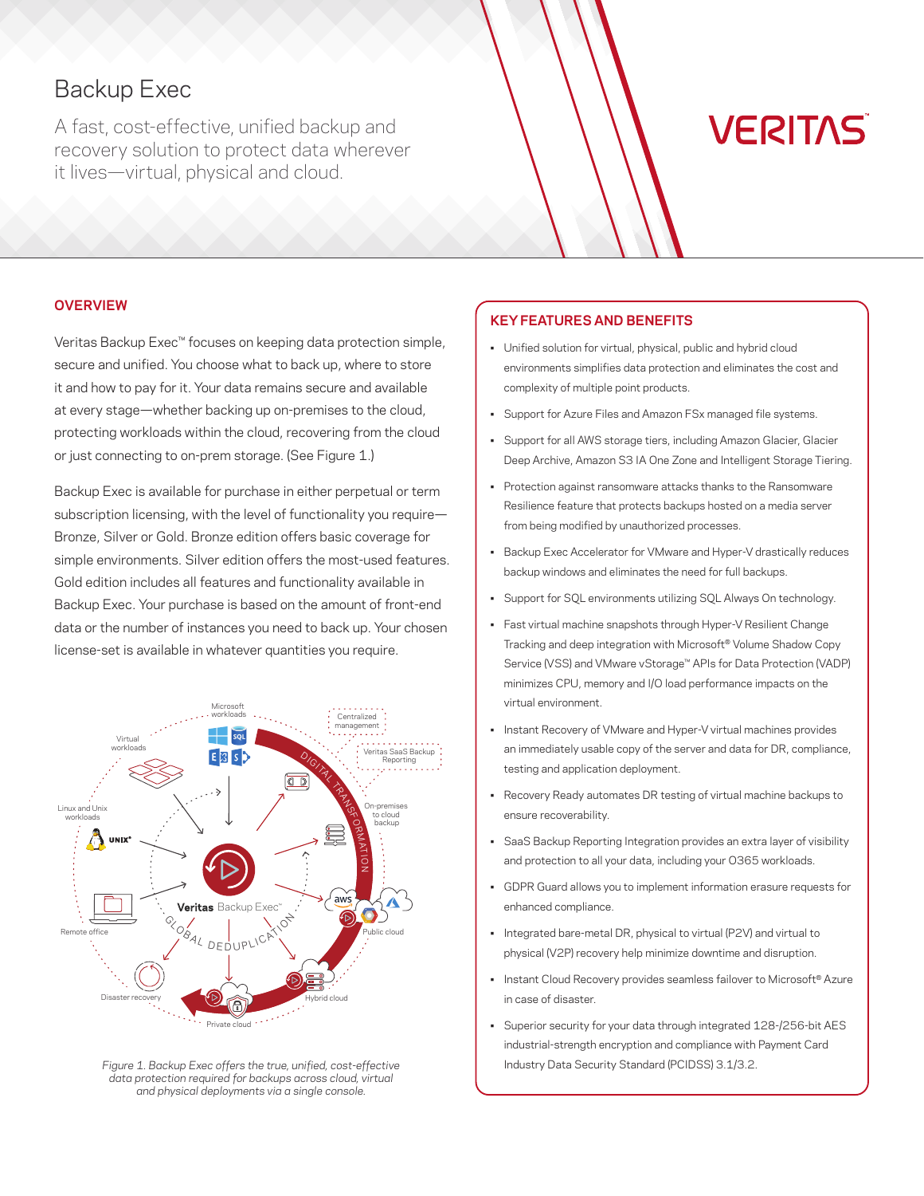# Backup Exec

A fast, cost-effective, unified backup and recovery solution to protect data wherever it lives—virtual, physical and cloud.

## OVERVIEW

Veritas Backup Exec™ focuses on keeping data protection simple, secure and unified. You choose what to back up, where to store it and how to pay for it. Your data remains secure and available at every stage—whether backing up on-premises to the cloud, protecting workloads within the cloud, recovering from the cloud or just connecting to on-prem storage. (See Figure 1.)

Backup Exec is available for purchase in either perpetual or term subscription licensing, with the level of functionality you require—Bronze, Silver or Gold. Bronze edition offers basic coverage for simple environments. Silver edition offers the most-used features. Gold edition includes all features and functionality available in Backup Exec. Your purchase is based on the amount of front-end data or the number of instances you need to back up. Your chosen license-set is available in whatever quantities you require.

*Figure 1. Backup Exec offers the true, unified, cost-effective data protection required for backups across cloud, virtual and physical deployments via a single console.*

## KEY FEATURES AND BENEFITS

- Unified solution for virtual, physical, public and hybrid cloud environments simplifies data protection and eliminates the cost and complexity of multiple point products.
- Support for Azure Files and Amazon FSx managed file systems.
- Support for all AWS storage tiers, including Amazon Glacier, Glacier Deep Archive, Amazon S3 IA One Zone and Intelligent Storage Tiering.
- Protection against ransomware attacks thanks to the Ransomware Resilience feature that protects backups hosted on a media server from being modified by unauthorized processes.
- Backup Exec Accelerator for VMware and Hyper-V drastically reduces backup windows and eliminates the need for full backups.
- Support for SQL environments utilizing SQL Always On technology.
- Fast virtual machine snapshots through Hyper-V Resilient Change Tracking and deep integration with Microsoft® Volume Shadow Copy Service (VSS) and VMware vStorage™ APIs for Data Protection (VADP) minimizes CPU, memory and I/O load performance impacts on the virtual environment.
- Instant Recovery of VMware and Hyper-V virtual machines provides an immediately usable copy of the server and data for DR, compliance, testing and application deployment.
- Recovery Ready automates DR testing of virtual machine backups to ensure recoverability.
- SaaS Backup Reporting Integration provides an extra layer of visibility and protection to all your data, including your O365 workloads.
- GDPR Guard allows you to implement information erasure requests for enhanced compliance.
- Integrated bare-metal DR, physical to virtual (P2V) and virtual to physical (V2P) recovery help minimize downtime and disruption.
- Instant Cloud Recovery provides seamless failover to Microsoft® Azure in case of disaster.
- Superior security for your data through integrated 128-/256-bit AES industrial-strength encryption and compliance with Payment Card Industry Data Security Standard (PCIDSS) 3.1/3.2.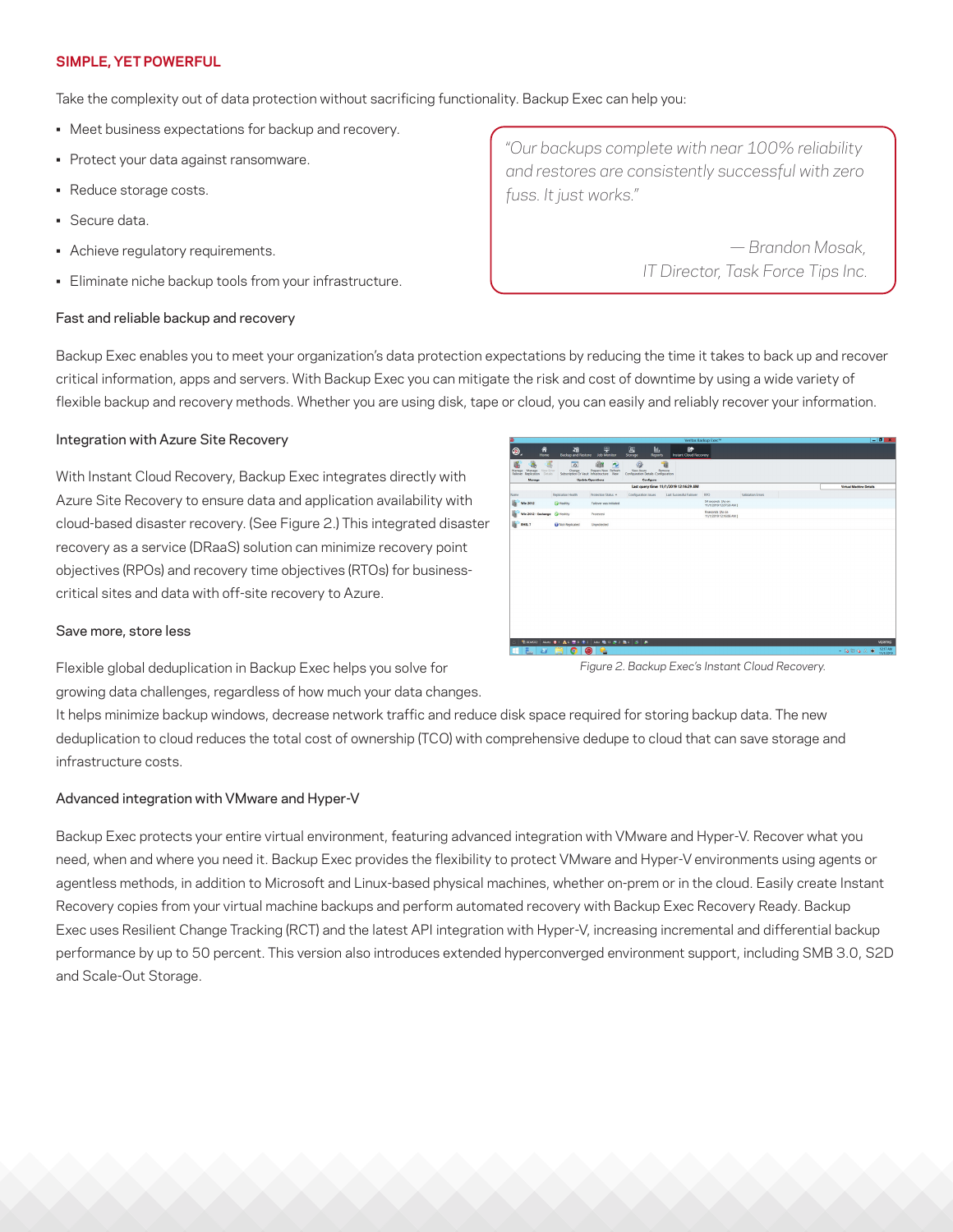## SIMPLE, YET POWERFUL

Take the complexity out of data protection without sacrificing functionality. Backup Exec can help you:

- Meet business expectations for backup and recovery.
- Protect your data against ransomware.
- Reduce storage costs.
- Secure data.
- Achieve regulatory requirements.
- Eliminate niche backup tools from your infrastructure.

> *"Our backups complete with near 100% reliability and restores are consistently successful with zero fuss. It just works."*
>
> *— Brandon Mosak, IT Director, Task Force Tips Inc.*

### Fast and reliable backup and recovery

Backup Exec enables you to meet your organization's data protection expectations by reducing the time it takes to back up and recover critical information, apps and servers. With Backup Exec you can mitigate the risk and cost of downtime by using a wide variety of flexible backup and recovery methods. Whether you are using disk, tape or cloud, you can easily and reliably recover your information.

### Integration with Azure Site Recovery

With Instant Cloud Recovery, Backup Exec integrates directly with Azure Site Recovery to ensure data and application availability with cloud-based disaster recovery. (See Figure 2.) This integrated disaster recovery as a service (DRaaS) solution can minimize recovery point objectives (RPOs) and recovery time objectives (RTOs) for business-critical sites and data with off-site recovery to Azure.

*Figure 2. Backup Exec's Instant Cloud Recovery.*

### Save more, store less

Flexible global deduplication in Backup Exec helps you solve for growing data challenges, regardless of how much your data changes. It helps minimize backup windows, decrease network traffic and reduce disk space required for storing backup data. The new deduplication to cloud reduces the total cost of ownership (TCO) with comprehensive dedupe to cloud that can save storage and infrastructure costs.

### Advanced integration with VMware and Hyper-V

Backup Exec protects your entire virtual environment, featuring advanced integration with VMware and Hyper-V. Recover what you need, when and where you need it. Backup Exec provides the flexibility to protect VMware and Hyper-V environments using agents or agentless methods, in addition to Microsoft and Linux-based physical machines, whether on-prem or in the cloud. Easily create Instant Recovery copies from your virtual machine backups and perform automated recovery with Backup Exec Recovery Ready. Backup Exec uses Resilient Change Tracking (RCT) and the latest API integration with Hyper-V, increasing incremental and differential backup performance by up to 50 percent. This version also introduces extended hyperconverged environment support, including SMB 3.0, S2D and Scale-Out Storage.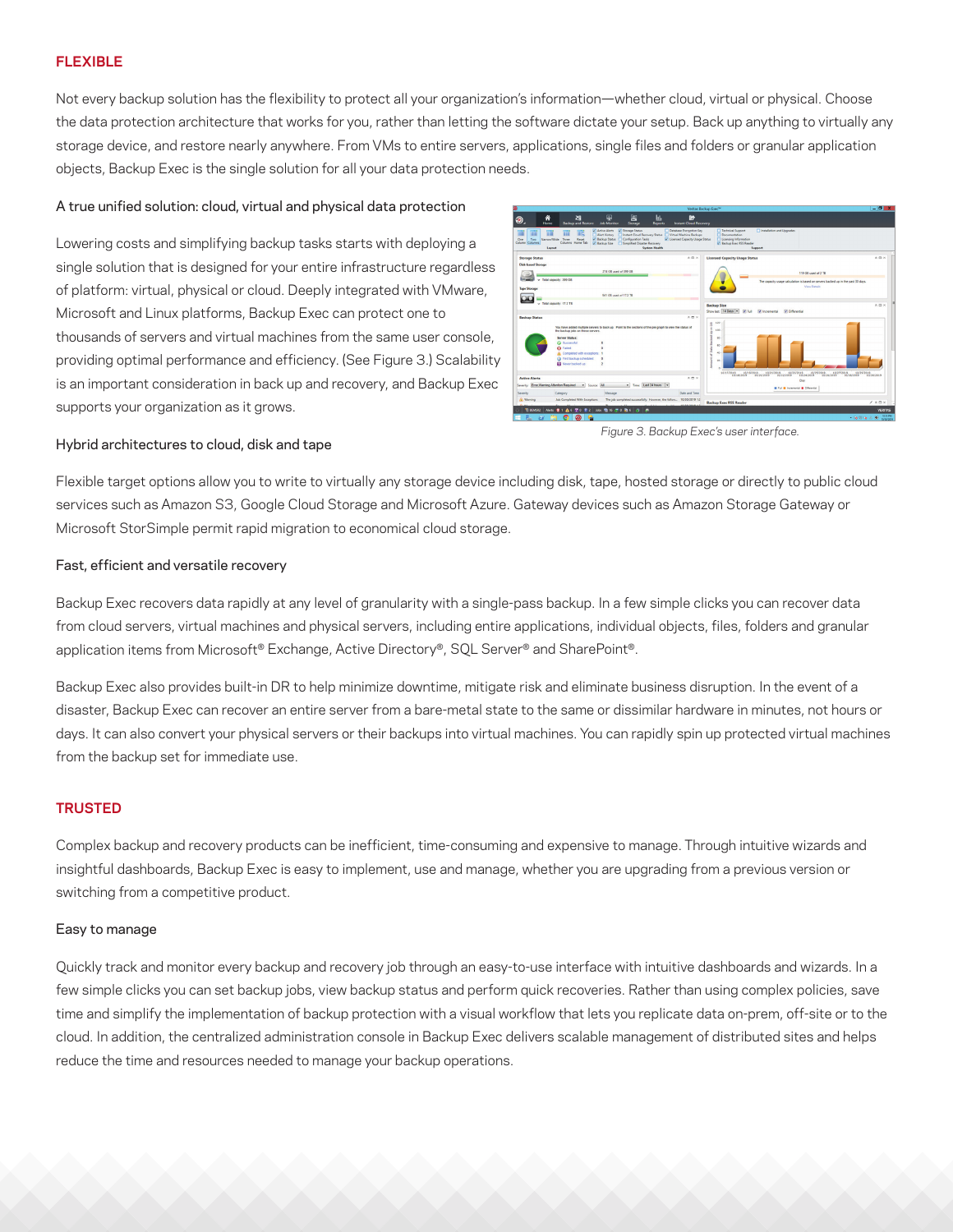## FLEXIBLE

Not every backup solution has the flexibility to protect all your organization's information—whether cloud, virtual or physical. Choose the data protection architecture that works for you, rather than letting the software dictate your setup. Back up anything to virtually any storage device, and restore nearly anywhere. From VMs to entire servers, applications, single files and folders or granular application objects, Backup Exec is the single solution for all your data protection needs.

### A true unified solution: cloud, virtual and physical data protection

Lowering costs and simplifying backup tasks starts with deploying a single solution that is designed for your entire infrastructure regardless of platform: virtual, physical or cloud. Deeply integrated with VMware, Microsoft and Linux platforms, Backup Exec can protect one to thousands of servers and virtual machines from the same user console, providing optimal performance and efficiency. (See Figure 3.) Scalability is an important consideration in back up and recovery, and Backup Exec supports your organization as it grows.

*Figure 3. Backup Exec's user interface.*

### Hybrid architectures to cloud, disk and tape

Flexible target options allow you to write to virtually any storage device including disk, tape, hosted storage or directly to public cloud services such as Amazon S3, Google Cloud Storage and Microsoft Azure. Gateway devices such as Amazon Storage Gateway or Microsoft StorSimple permit rapid migration to economical cloud storage.

### Fast, efficient and versatile recovery

Backup Exec recovers data rapidly at any level of granularity with a single-pass backup. In a few simple clicks you can recover data from cloud servers, virtual machines and physical servers, including entire applications, individual objects, files, folders and granular application items from Microsoft® Exchange, Active Directory®, SQL Server® and SharePoint®.

Backup Exec also provides built-in DR to help minimize downtime, mitigate risk and eliminate business disruption. In the event of a disaster, Backup Exec can recover an entire server from a bare-metal state to the same or dissimilar hardware in minutes, not hours or days. It can also convert your physical servers or their backups into virtual machines. You can rapidly spin up protected virtual machines from the backup set for immediate use.

## TRUSTED

Complex backup and recovery products can be inefficient, time-consuming and expensive to manage. Through intuitive wizards and insightful dashboards, Backup Exec is easy to implement, use and manage, whether you are upgrading from a previous version or switching from a competitive product.

### Easy to manage

Quickly track and monitor every backup and recovery job through an easy-to-use interface with intuitive dashboards and wizards. In a few simple clicks you can set backup jobs, view backup status and perform quick recoveries. Rather than using complex policies, save time and simplify the implementation of backup protection with a visual workflow that lets you replicate data on-prem, off-site or to the cloud. In addition, the centralized administration console in Backup Exec delivers scalable management of distributed sites and helps reduce the time and resources needed to manage your backup operations.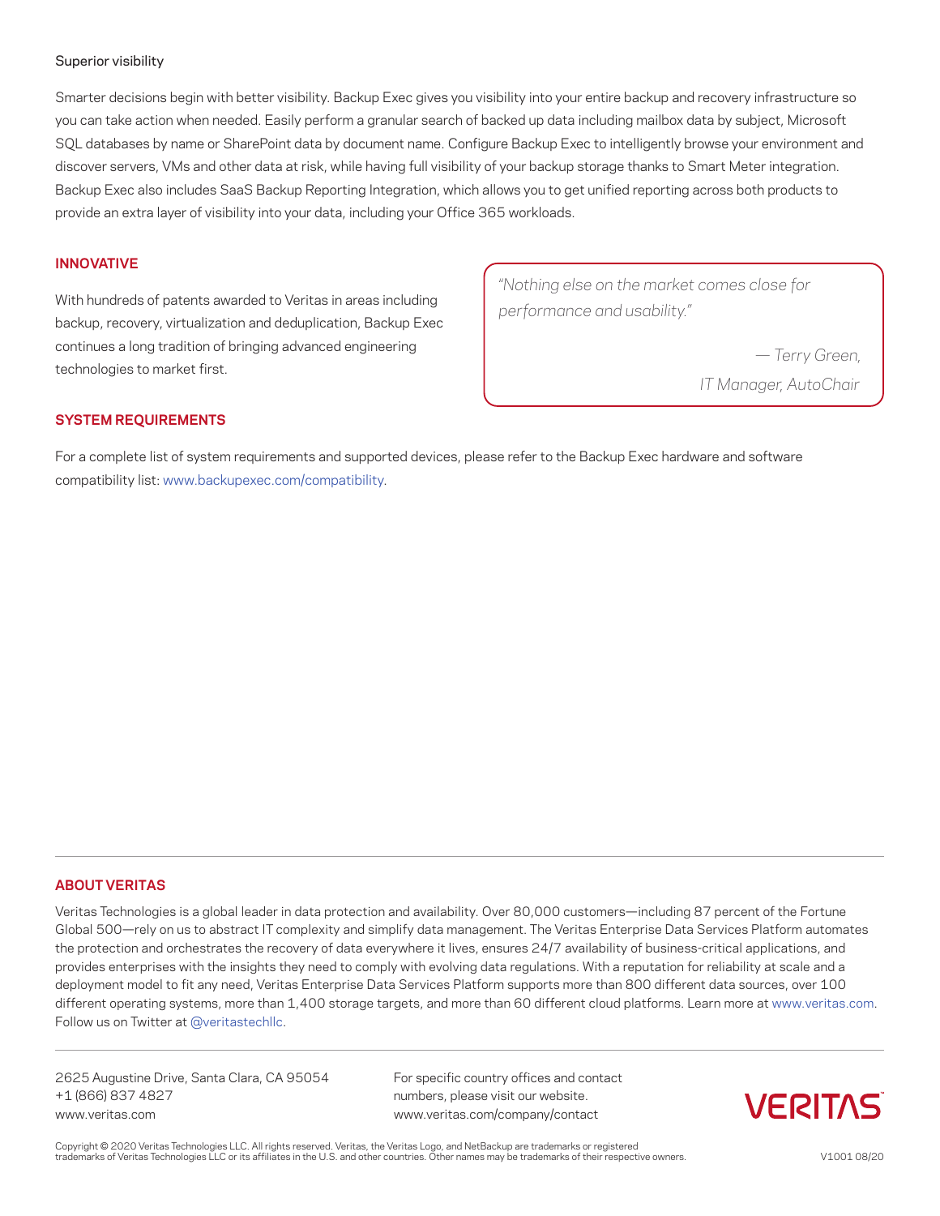### Superior visibility

Smarter decisions begin with better visibility. Backup Exec gives you visibility into your entire backup and recovery infrastructure so you can take action when needed. Easily perform a granular search of backed up data including mailbox data by subject, Microsoft SQL databases by name or SharePoint data by document name. Configure Backup Exec to intelligently browse your environment and discover servers, VMs and other data at risk, while having full visibility of your backup storage thanks to Smart Meter integration. Backup Exec also includes SaaS Backup Reporting Integration, which allows you to get unified reporting across both products to provide an extra layer of visibility into your data, including your Office 365 workloads.

## INNOVATIVE

With hundreds of patents awarded to Veritas in areas including backup, recovery, virtualization and deduplication, Backup Exec continues a long tradition of bringing advanced engineering technologies to market first.

> *"Nothing else on the market comes close for performance and usability."*
>
> *— Terry Green,*
> *IT Manager, AutoChair*

## SYSTEM REQUIREMENTS

For a complete list of system requirements and supported devices, please refer to the Backup Exec hardware and software compatibility list: www.backupexec.com/compatibility.

## ABOUT VERITAS

Veritas Technologies is a global leader in data protection and availability. Over 80,000 customers—including 87 percent of the Fortune Global 500—rely on us to abstract IT complexity and simplify data management. The Veritas Enterprise Data Services Platform automates the protection and orchestrates the recovery of data everywhere it lives, ensures 24/7 availability of business-critical applications, and provides enterprises with the insights they need to comply with evolving data regulations. With a reputation for reliability at scale and a deployment model to fit any need, Veritas Enterprise Data Services Platform supports more than 800 different data sources, over 100 different operating systems, more than 1,400 storage targets, and more than 60 different cloud platforms. Learn more at www.veritas.com. Follow us on Twitter at @veritastechllc.

2625 Augustine Drive, Santa Clara, CA 95054
+1 (866) 837 4827
www.veritas.com

For specific country offices and contact numbers, please visit our website.
www.veritas.com/company/contact

VERITAS

Copyright © 2020 Veritas Technologies LLC. All rights reserved. Veritas, the Veritas Logo, and NetBackup are trademarks or registered trademarks of Veritas Technologies LLC or its affiliates in the U.S. and other countries. Other names may be trademarks of their respective owners.

V1001 08/20